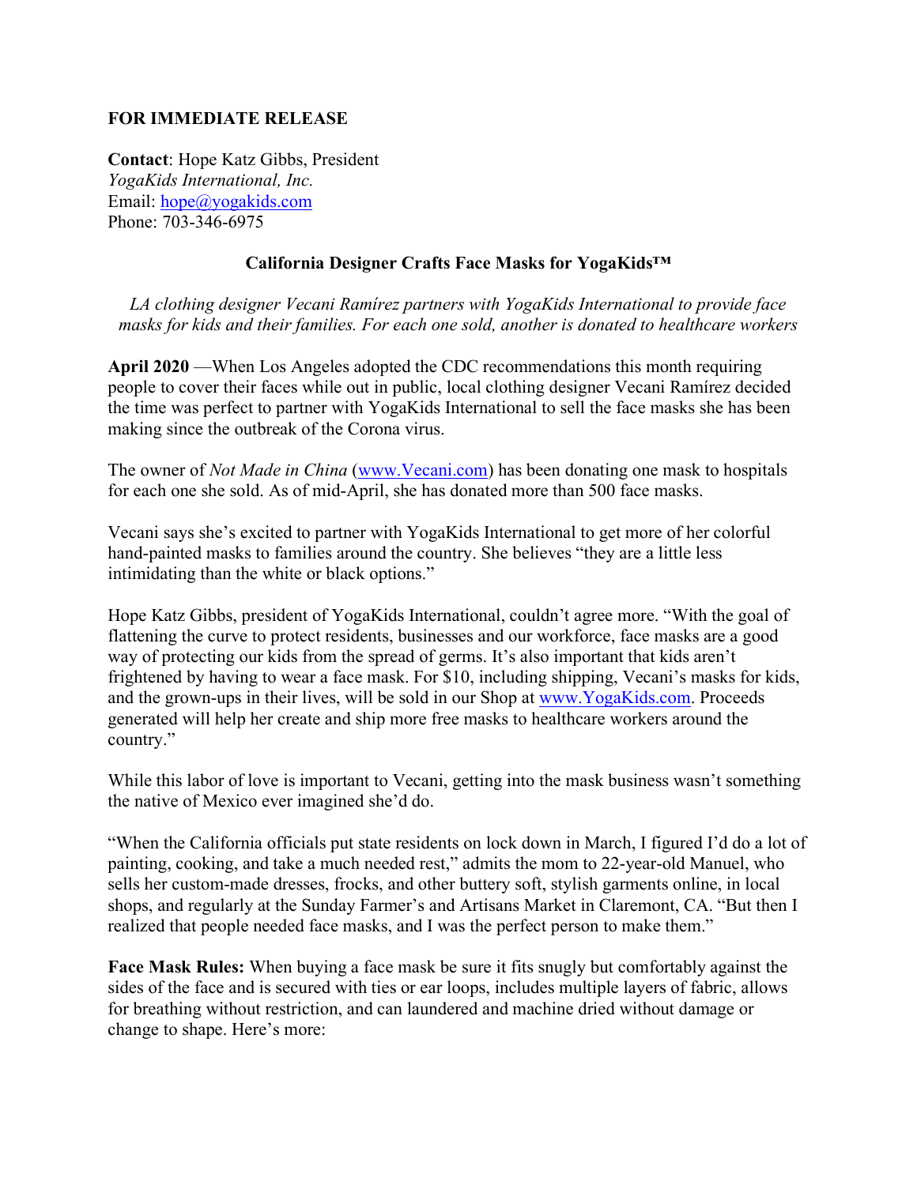**FOR IMMEDIATE RELEASE**

**Contact**: Hope Katz Gibbs, President
*YogaKids International, Inc.*
Email: hope@yogakids.com
Phone: 703-346-6975

## California Designer Crafts Face Masks for YogaKids™

*LA clothing designer Vecani Ramírez partners with YogaKids International to provide face masks for kids and their families. For each one sold, another is donated to healthcare workers*

**April 2020** —When Los Angeles adopted the CDC recommendations this month requiring people to cover their faces while out in public, local clothing designer Vecani Ramírez decided the time was perfect to partner with YogaKids International to sell the face masks she has been making since the outbreak of the Corona virus.

The owner of *Not Made in China* (www.Vecani.com) has been donating one mask to hospitals for each one she sold. As of mid-April, she has donated more than 500 face masks.

Vecani says she's excited to partner with YogaKids International to get more of her colorful hand-painted masks to families around the country. She believes "they are a little less intimidating than the white or black options."

Hope Katz Gibbs, president of YogaKids International, couldn't agree more. "With the goal of flattening the curve to protect residents, businesses and our workforce, face masks are a good way of protecting our kids from the spread of germs. It's also important that kids aren't frightened by having to wear a face mask. For $10, including shipping, Vecani's masks for kids, and the grown-ups in their lives, will be sold in our Shop at www.YogaKids.com. Proceeds generated will help her create and ship more free masks to healthcare workers around the country."

While this labor of love is important to Vecani, getting into the mask business wasn't something the native of Mexico ever imagined she'd do.

"When the California officials put state residents on lock down in March, I figured I'd do a lot of painting, cooking, and take a much needed rest," admits the mom to 22-year-old Manuel, who sells her custom-made dresses, frocks, and other buttery soft, stylish garments online, in local shops, and regularly at the Sunday Farmer's and Artisans Market in Claremont, CA. "But then I realized that people needed face masks, and I was the perfect person to make them."

**Face Mask Rules:** When buying a face mask be sure it fits snugly but comfortably against the sides of the face and is secured with ties or ear loops, includes multiple layers of fabric, allows for breathing without restriction, and can laundered and machine dried without damage or change to shape. Here's more: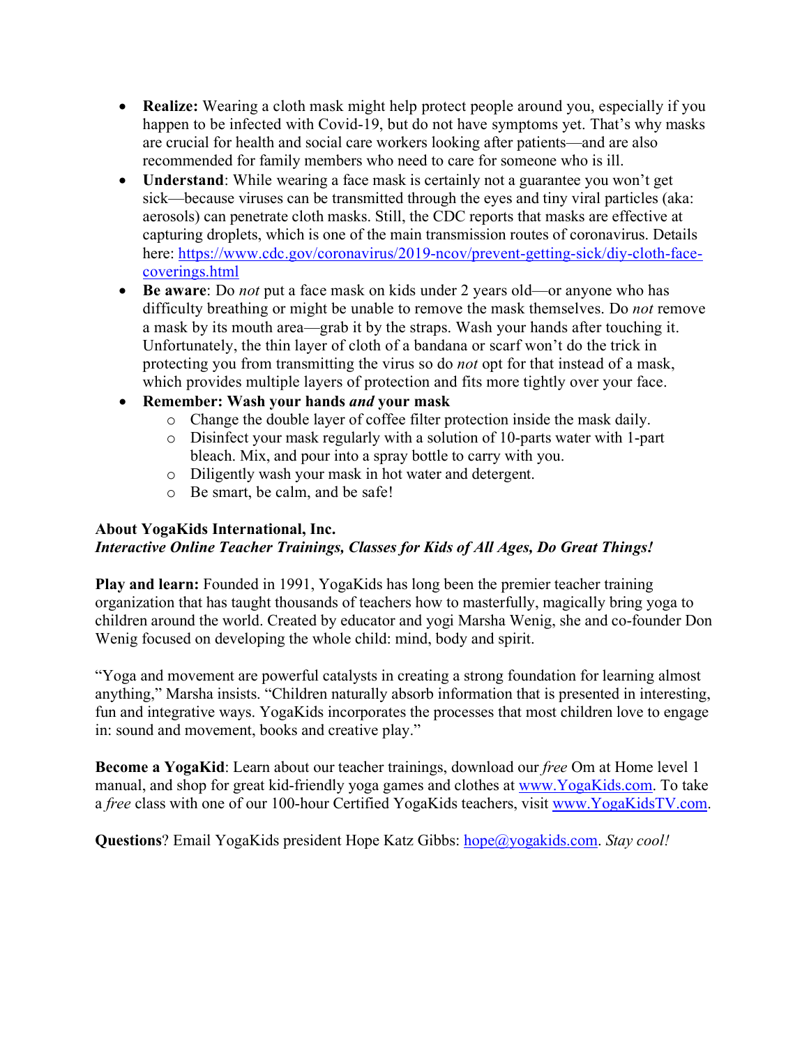- **Realize:** Wearing a cloth mask might help protect people around you, especially if you happen to be infected with Covid-19, but do not have symptoms yet. That's why masks are crucial for health and social care workers looking after patients—and are also recommended for family members who need to care for someone who is ill.
- **Understand**: While wearing a face mask is certainly not a guarantee you won't get sick—because viruses can be transmitted through the eyes and tiny viral particles (aka: aerosols) can penetrate cloth masks. Still, the CDC reports that masks are effective at capturing droplets, which is one of the main transmission routes of coronavirus. Details here: [https://www.cdc.gov/coronavirus/2019-ncov/prevent-getting-sick/diy-cloth-face-coverings.html](https://www.cdc.gov/coronavirus/2019-ncov/prevent-getting-sick/diy-cloth-face-coverings.html)
- **Be aware**: Do *not* put a face mask on kids under 2 years old—or anyone who has difficulty breathing or might be unable to remove the mask themselves. Do *not* remove a mask by its mouth area—grab it by the straps. Wash your hands after touching it. Unfortunately, the thin layer of cloth of a bandana or scarf won't do the trick in protecting you from transmitting the virus so do *not* opt for that instead of a mask, which provides multiple layers of protection and fits more tightly over your face.
- **Remember: Wash your hands *and* your mask**
    - Change the double layer of coffee filter protection inside the mask daily.
    - Disinfect your mask regularly with a solution of 10-parts water with 1-part bleach. Mix, and pour into a spray bottle to carry with you.
    - Diligently wash your mask in hot water and detergent.
    - Be smart, be calm, and be safe!

**About YogaKids International, Inc.**
***Interactive Online Teacher Trainings, Classes for Kids of All Ages, Do Great Things!***

**Play and learn:** Founded in 1991, YogaKids has long been the premier teacher training organization that has taught thousands of teachers how to masterfully, magically bring yoga to children around the world. Created by educator and yogi Marsha Wenig, she and co-founder Don Wenig focused on developing the whole child: mind, body and spirit.

"Yoga and movement are powerful catalysts in creating a strong foundation for learning almost anything," Marsha insists. "Children naturally absorb information that is presented in interesting, fun and integrative ways. YogaKids incorporates the processes that most children love to engage in: sound and movement, books and creative play."

**Become a YogaKid**: Learn about our teacher trainings, download our *free* Om at Home level 1 manual, and shop for great kid-friendly yoga games and clothes at [www.YogaKids.com](http://www.YogaKids.com). To take a *free* class with one of our 100-hour Certified YogaKids teachers, visit [www.YogaKidsTV.com](http://www.YogaKidsTV.com).

**Questions**? Email YogaKids president Hope Katz Gibbs: [hope@yogakids.com](mailto:hope@yogakids.com). *Stay cool!*